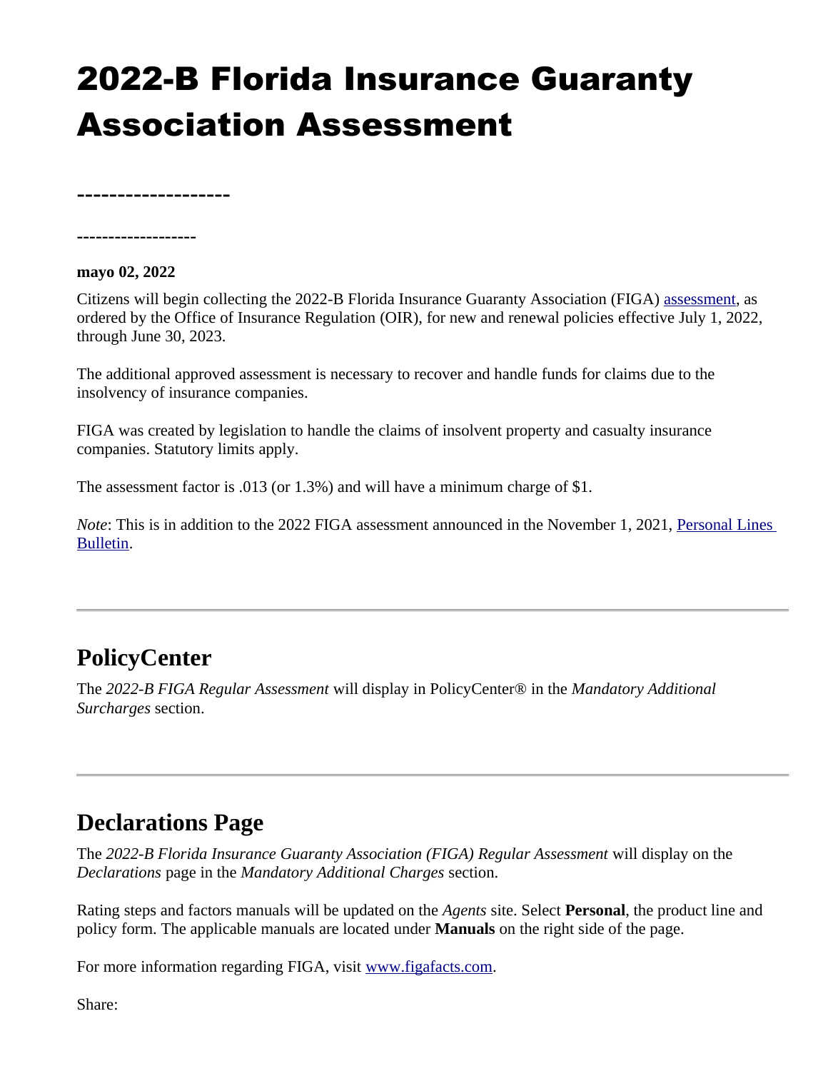# 2022-B Florida Insurance Guaranty Association Assessment

-------------------

-------------------

**mayo 02, 2022**

Citizens will begin collecting the 2022-B Florida Insurance Guaranty Association (FIGA) assessment, as ordered by the Office of Insurance Regulation (OIR), for new and renewal policies effective July 1, 2022, through June 30, 2023.

The additional approved assessment is necessary to recover and handle funds for claims due to the insolvency of insurance companies.

FIGA was created by legislation to handle the claims of insolvent property and casualty insurance companies. Statutory limits apply.

The assessment factor is .013 (or 1.3%) and will have a minimum charge of $1.

*Note*: This is in addition to the 2022 FIGA assessment announced in the November 1, 2021, Personal Lines Bulletin.

---

## PolicyCenter

The *2022-B FIGA Regular Assessment* will display in PolicyCenter® in the *Mandatory Additional Surcharges* section.

---

## Declarations Page

The *2022-B Florida Insurance Guaranty Association (FIGA) Regular Assessment* will display on the *Declarations* page in the *Mandatory Additional Charges* section.

Rating steps and factors manuals will be updated on the *Agents* site. Select **Personal**, the product line and policy form. The applicable manuals are located under **Manuals** on the right side of the page.

For more information regarding FIGA, visit www.figafacts.com.

Share: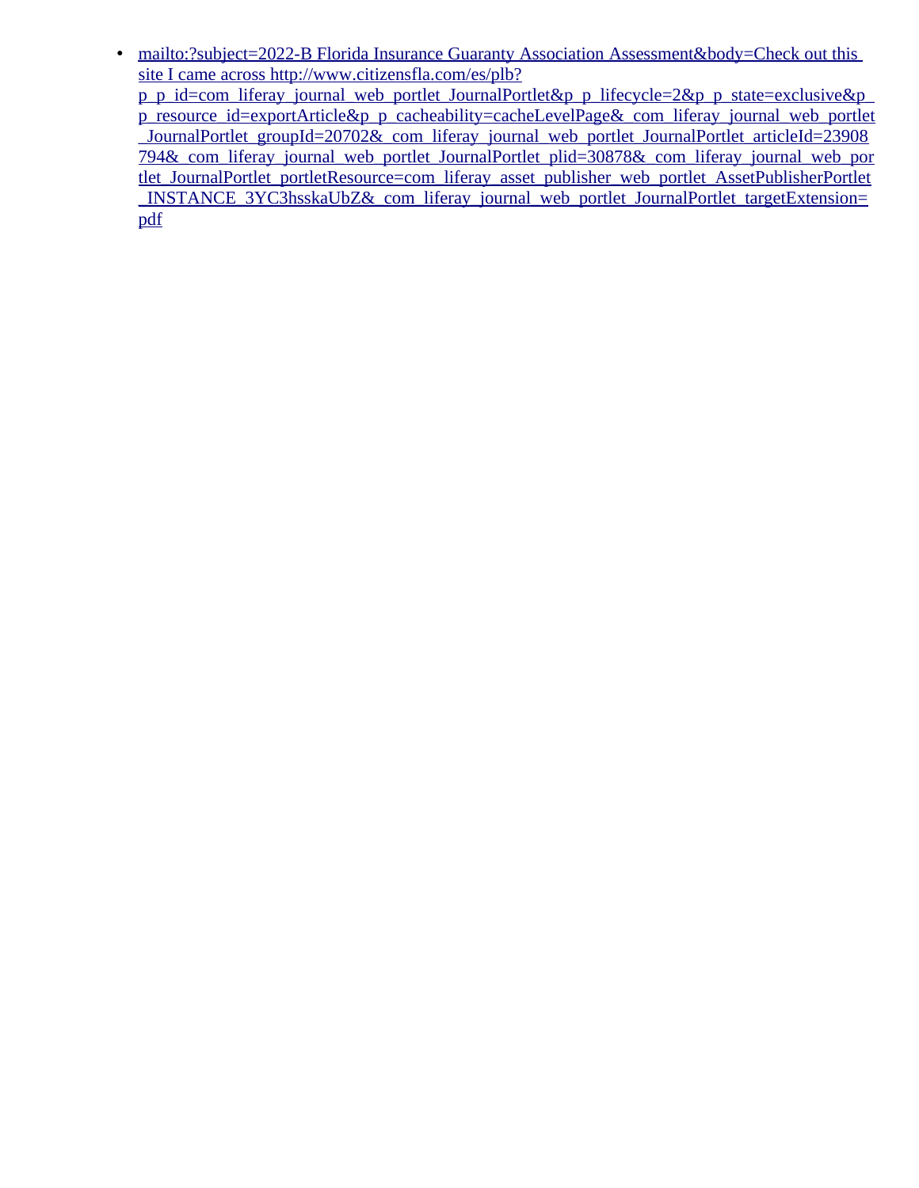- mailto:?subject=2022-B Florida Insurance Guaranty Association Assessment&body=Check out this site I came across http://www.citizensfla.com/es/plb?p_p_id=com_liferay_journal_web_portlet_JournalPortlet&p_p_lifecycle=2&p_p_state=exclusive&p_p_resource_id=exportArticle&p_p_cacheability=cacheLevelPage&_com_liferay_journal_web_portlet_JournalPortlet_groupId=20702&_com_liferay_journal_web_portlet_JournalPortlet_articleId=23908794&_com_liferay_journal_web_portlet_JournalPortlet_plid=30878&_com_liferay_journal_web_portlet_JournalPortlet_portletResource=com_liferay_asset_publisher_web_portlet_AssetPublisherPortlet_INSTANCE_3YC3hsskaUbZ&_com_liferay_journal_web_portlet_JournalPortlet_targetExtension=pdf